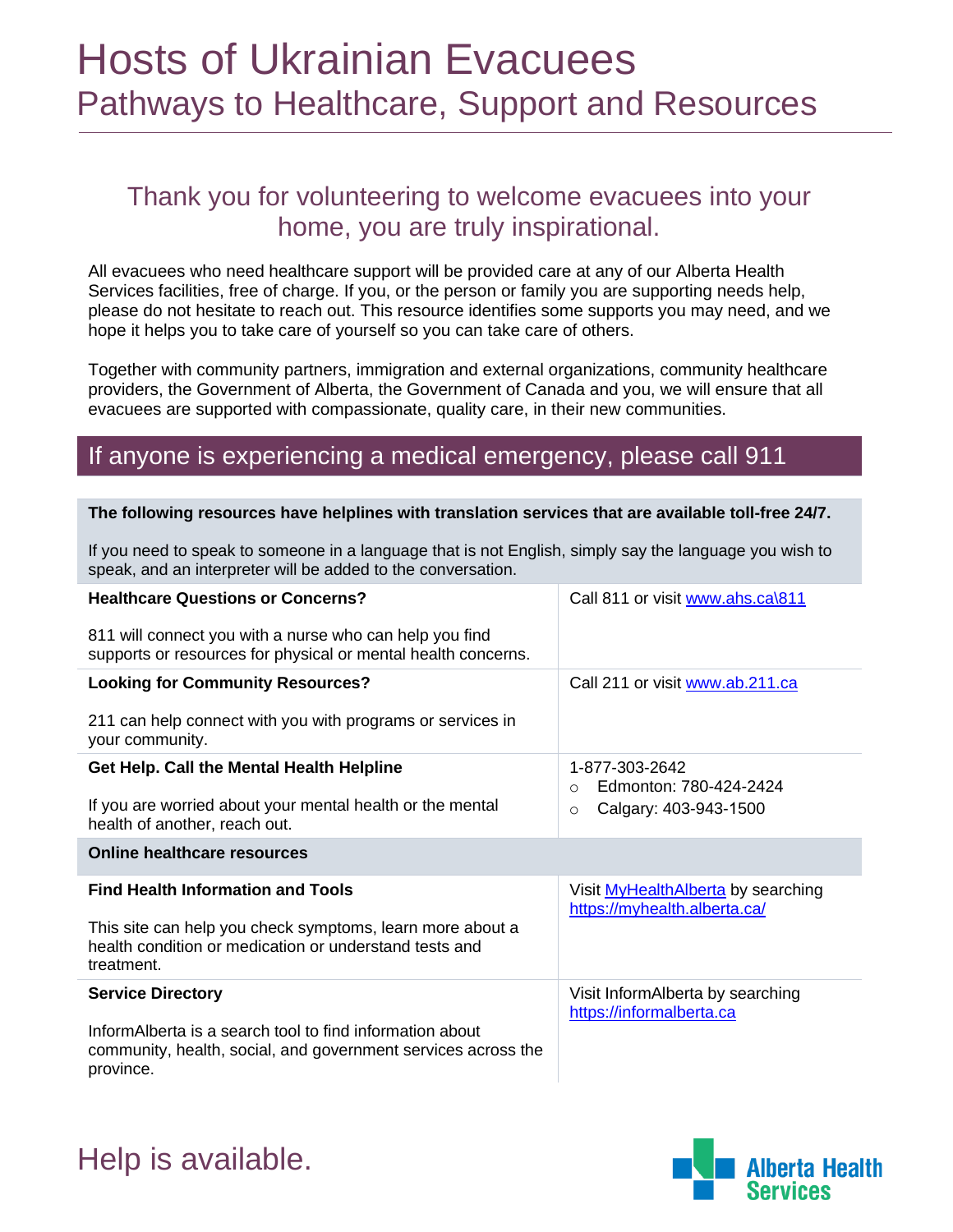# Hosts of Ukrainian Evacuees

## Pathways to Healthcare, Support and Resources

### Thank you for volunteering to welcome evacuees into your home, you are truly inspirational.

All evacuees who need healthcare support will be provided care at any of our Alberta Health Services facilities, free of charge. If you, or the person or family you are supporting needs help, please do not hesitate to reach out. This resource identifies some supports you may need, and we hope it helps you to take care of yourself so you can take care of others.

Together with community partners, immigration and external organizations, community healthcare providers, the Government of Alberta, the Government of Canada and you, we will ensure that all evacuees are supported with compassionate, quality care, in their new communities.

## If anyone is experiencing a medical emergency, please call 911

**The following resources have helplines with translation services that are available toll-free 24/7.**

If you need to speak to someone in a language that is not English, simply say the language you wish to speak, and an interpreter will be added to the conversation.

| | |
|---|---|
| **Healthcare Questions or Concerns?**<br><br>811 will connect you with a nurse who can help you find supports or resources for physical or mental health concerns. | Call 811 or visit www.ahs.ca\811 |
| **Looking for Community Resources?**<br><br>211 can help connect with you with programs or services in your community. | Call 211 or visit www.ab.211.ca |
| **Get Help. Call the Mental Health Helpline**<br><br>If you are worried about your mental health or the mental health of another, reach out. | 1-877-303-2642<br>○ Edmonton: 780-424-2424<br>○ Calgary: 403-943-1500 |
| **Online healthcare resources** | |
| **Find Health Information and Tools**<br><br>This site can help you check symptoms, learn more about a health condition or medication or understand tests and treatment. | Visit MyHealthAlberta by searching https://myhealth.alberta.ca/ |
| **Service Directory**<br><br>InformAlberta is a search tool to find information about community, health, social, and government services across the province. | Visit InformAlberta by searching https://informalberta.ca |

## Help is available.

Alberta Health Services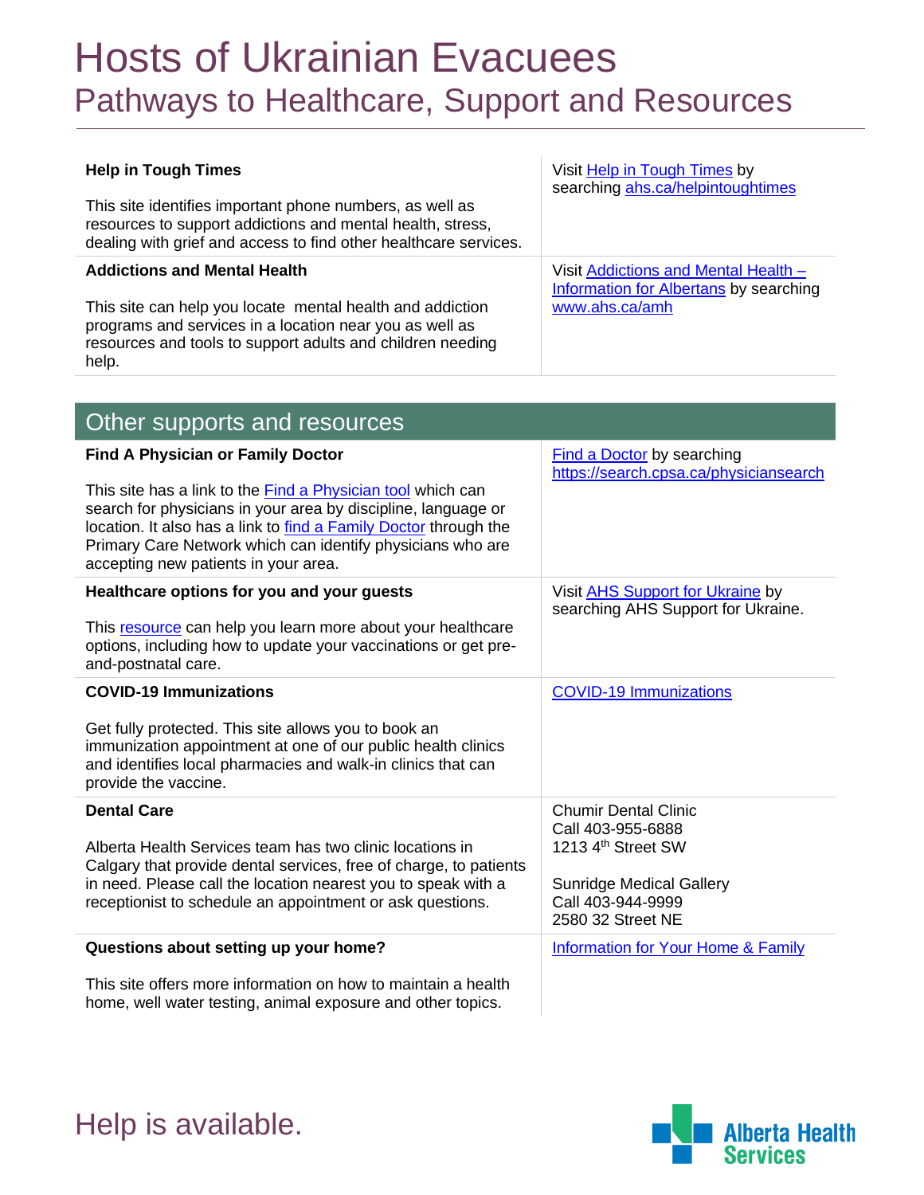# Hosts of Ukrainian Evacuees
## Pathways to Healthcare, Support and Resources

| | |
|---|---|
| **Help in Tough Times**<br><br>This site identifies important phone numbers, as well as resources to support addictions and mental health, stress, dealing with grief and access to find other healthcare services. | Visit Help in Tough Times by searching ahs.ca/helpintoughtimes |
| **Addictions and Mental Health**<br><br>This site can help you locate mental health and addiction programs and services in a location near you as well as resources and tools to support adults and children needing help. | Visit Addictions and Mental Health – Information for Albertans by searching www.ahs.ca/amh |

## Other supports and resources

| | |
|---|---|
| **Find A Physician or Family Doctor**<br><br>This site has a link to the Find a Physician tool which can search for physicians in your area by discipline, language or location. It also has a link to find a Family Doctor through the Primary Care Network which can identify physicians who are accepting new patients in your area. | Find a Doctor by searching https://search.cpsa.ca/physiciansearch |
| **Healthcare options for you and your guests**<br><br>This resource can help you learn more about your healthcare options, including how to update your vaccinations or get pre-and-postnatal care. | Visit AHS Support for Ukraine by searching AHS Support for Ukraine. |
| **COVID-19 Immunizations**<br><br>Get fully protected. This site allows you to book an immunization appointment at one of our public health clinics and identifies local pharmacies and walk-in clinics that can provide the vaccine. | COVID-19 Immunizations |
| **Dental Care**<br><br>Alberta Health Services team has two clinic locations in Calgary that provide dental services, free of charge, to patients in need. Please call the location nearest you to speak with a receptionist to schedule an appointment or ask questions. | Chumir Dental Clinic<br>Call 403-955-6888<br>1213 4th Street SW<br><br>Sunridge Medical Gallery<br>Call 403-944-9999<br>2580 32 Street NE |
| **Questions about setting up your home?**<br><br>This site offers more information on how to maintain a health home, well water testing, animal exposure and other topics. | Information for Your Home & Family |

Help is available.

Alberta Health Services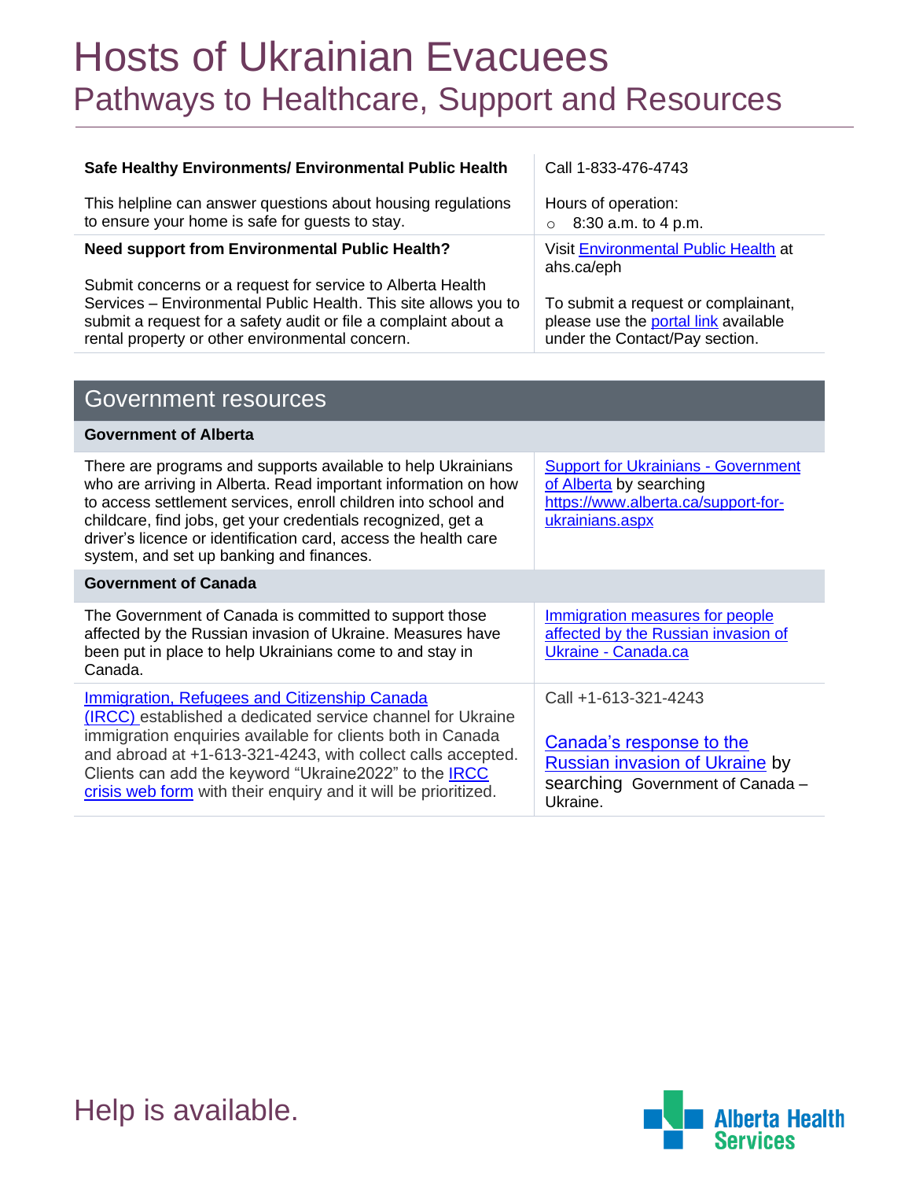# Hosts of Ukrainian Evacuees

## Pathways to Healthcare, Support and Resources

| | |
|---|---|
| **Safe Healthy Environments/ Environmental Public Health**<br><br>This helpline can answer questions about housing regulations to ensure your home is safe for guests to stay. | Call 1-833-476-4743<br><br>Hours of operation:<br>○ 8:30 a.m. to 4 p.m. |
| **Need support from Environmental Public Health?**<br><br>Submit concerns or a request for service to Alberta Health Services – Environmental Public Health. This site allows you to submit a request for a safety audit or file a complaint about a rental property or other environmental concern. | Visit Environmental Public Health at ahs.ca/eph<br><br>To submit a request or complainant, please use the portal link available under the Contact/Pay section. |

## Government resources

| | |
|---|---|
| **Government of Alberta** | |
| There are programs and supports available to help Ukrainians who are arriving in Alberta. Read important information on how to access settlement services, enroll children into school and childcare, find jobs, get your credentials recognized, get a driver's licence or identification card, access the health care system, and set up banking and finances. | Support for Ukrainians - Government of Alberta by searching https://www.alberta.ca/support-for-ukrainians.aspx |
| **Government of Canada** | |
| The Government of Canada is committed to support those affected by the Russian invasion of Ukraine. Measures have been put in place to help Ukrainians come to and stay in Canada. | Immigration measures for people affected by the Russian invasion of Ukraine - Canada.ca |
| Immigration, Refugees and Citizenship Canada (IRCC) established a dedicated service channel for Ukraine immigration enquiries available for clients both in Canada and abroad at +1-613-321-4243, with collect calls accepted. Clients can add the keyword "Ukraine2022" to the IRCC crisis web form with their enquiry and it will be prioritized. | Call +1-613-321-4243<br><br>Canada's response to the Russian invasion of Ukraine by searching Government of Canada – Ukraine. |

Help is available.

Alberta Health Services